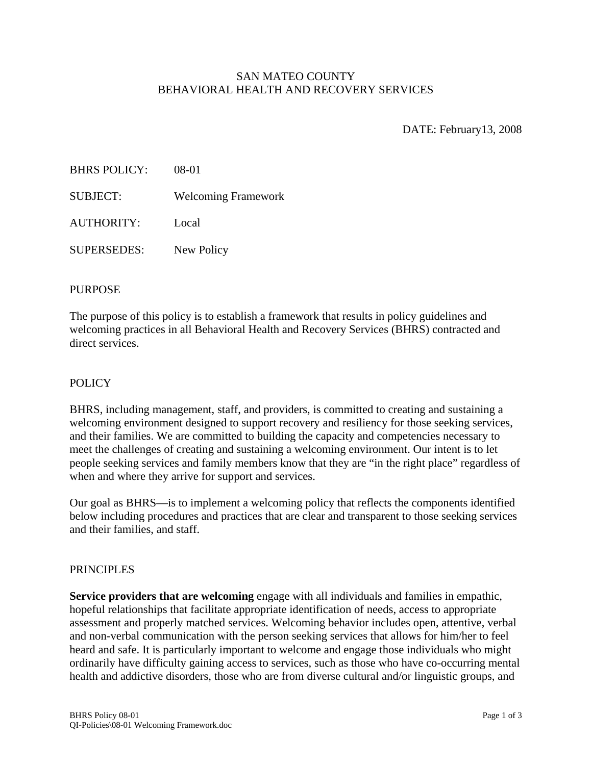SAN MATEO COUNTY
BEHAVIORAL HEALTH AND RECOVERY SERVICES

DATE: February13, 2008

BHRS POLICY: 08-01

SUBJECT: Welcoming Framework

AUTHORITY: Local

SUPERSEDES: New Policy

## PURPOSE

The purpose of this policy is to establish a framework that results in policy guidelines and welcoming practices in all Behavioral Health and Recovery Services (BHRS) contracted and direct services.

## POLICY

BHRS, including management, staff, and providers, is committed to creating and sustaining a welcoming environment designed to support recovery and resiliency for those seeking services, and their families. We are committed to building the capacity and competencies necessary to meet the challenges of creating and sustaining a welcoming environment. Our intent is to let people seeking services and family members know that they are "in the right place" regardless of when and where they arrive for support and services.

Our goal as BHRS—is to implement a welcoming policy that reflects the components identified below including procedures and practices that are clear and transparent to those seeking services and their families, and staff.

## PRINCIPLES

**Service providers that are welcoming** engage with all individuals and families in empathic, hopeful relationships that facilitate appropriate identification of needs, access to appropriate assessment and properly matched services. Welcoming behavior includes open, attentive, verbal and non-verbal communication with the person seeking services that allows for him/her to feel heard and safe. It is particularly important to welcome and engage those individuals who might ordinarily have difficulty gaining access to services, such as those who have co-occurring mental health and addictive disorders, those who are from diverse cultural and/or linguistic groups, and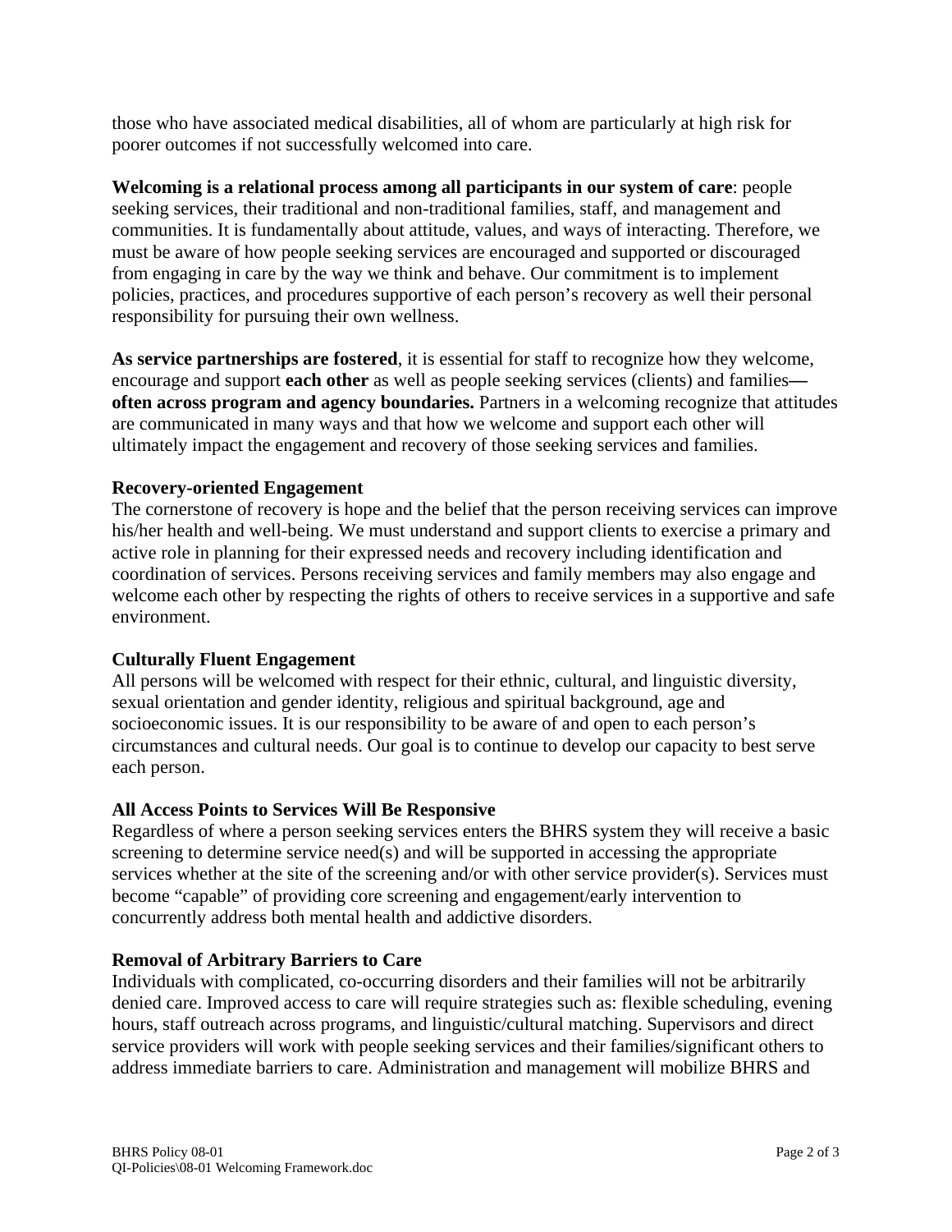those who have associated medical disabilities, all of whom are particularly at high risk for poorer outcomes if not successfully welcomed into care.

**Welcoming is a relational process among all participants in our system of care**: people seeking services, their traditional and non-traditional families, staff, and management and communities. It is fundamentally about attitude, values, and ways of interacting. Therefore, we must be aware of how people seeking services are encouraged and supported or discouraged from engaging in care by the way we think and behave. Our commitment is to implement policies, practices, and procedures supportive of each person's recovery as well their personal responsibility for pursuing their own wellness.

**As service partnerships are fostered**, it is essential for staff to recognize how they welcome, encourage and support **each other** as well as people seeking services (clients) and families**—often across program and agency boundaries.** Partners in a welcoming recognize that attitudes are communicated in many ways and that how we welcome and support each other will ultimately impact the engagement and recovery of those seeking services and families.

**Recovery-oriented Engagement**

The cornerstone of recovery is hope and the belief that the person receiving services can improve his/her health and well-being. We must understand and support clients to exercise a primary and active role in planning for their expressed needs and recovery including identification and coordination of services. Persons receiving services and family members may also engage and welcome each other by respecting the rights of others to receive services in a supportive and safe environment.

**Culturally Fluent Engagement**

All persons will be welcomed with respect for their ethnic, cultural, and linguistic diversity, sexual orientation and gender identity, religious and spiritual background, age and socioeconomic issues. It is our responsibility to be aware of and open to each person's circumstances and cultural needs. Our goal is to continue to develop our capacity to best serve each person.

**All Access Points to Services Will Be Responsive**

Regardless of where a person seeking services enters the BHRS system they will receive a basic screening to determine service need(s) and will be supported in accessing the appropriate services whether at the site of the screening and/or with other service provider(s). Services must become "capable" of providing core screening and engagement/early intervention to concurrently address both mental health and addictive disorders.

**Removal of Arbitrary Barriers to Care**

Individuals with complicated, co-occurring disorders and their families will not be arbitrarily denied care. Improved access to care will require strategies such as: flexible scheduling, evening hours, staff outreach across programs, and linguistic/cultural matching. Supervisors and direct service providers will work with people seeking services and their families/significant others to address immediate barriers to care. Administration and management will mobilize BHRS and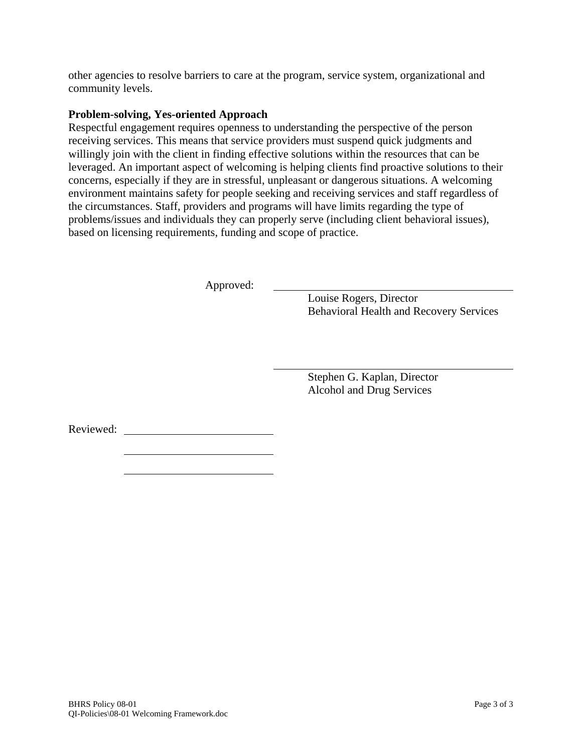other agencies to resolve barriers to care at the program, service system, organizational and community levels.

**Problem-solving, Yes-oriented Approach**

Respectful engagement requires openness to understanding the perspective of the person receiving services. This means that service providers must suspend quick judgments and willingly join with the client in finding effective solutions within the resources that can be leveraged. An important aspect of welcoming is helping clients find proactive solutions to their concerns, especially if they are in stressful, unpleasant or dangerous situations. A welcoming environment maintains safety for people seeking and receiving services and staff regardless of the circumstances. Staff, providers and programs will have limits regarding the type of problems/issues and individuals they can properly serve (including client behavioral issues), based on licensing requirements, funding and scope of practice.

Approved: \_\_\_\_\_\_\_\_\_\_\_\_\_\_\_\_\_\_\_\_\_\_\_\_\_\_\_\_\_\_\_\_\_\_\_\_

Louise Rogers, Director
Behavioral Health and Recovery Services

\_\_\_\_\_\_\_\_\_\_\_\_\_\_\_\_\_\_\_\_\_\_\_\_\_\_\_\_\_\_\_\_\_\_\_\_

Stephen G. Kaplan, Director
Alcohol and Drug Services

Reviewed: \_\_\_\_\_\_\_\_\_\_\_\_\_\_\_\_\_\_\_\_\_\_\_\_

\_\_\_\_\_\_\_\_\_\_\_\_\_\_\_\_\_\_\_\_\_\_\_\_

\_\_\_\_\_\_\_\_\_\_\_\_\_\_\_\_\_\_\_\_\_\_\_\_

BHRS Policy 08-01
QI-Policies\08-01 Welcoming Framework.doc